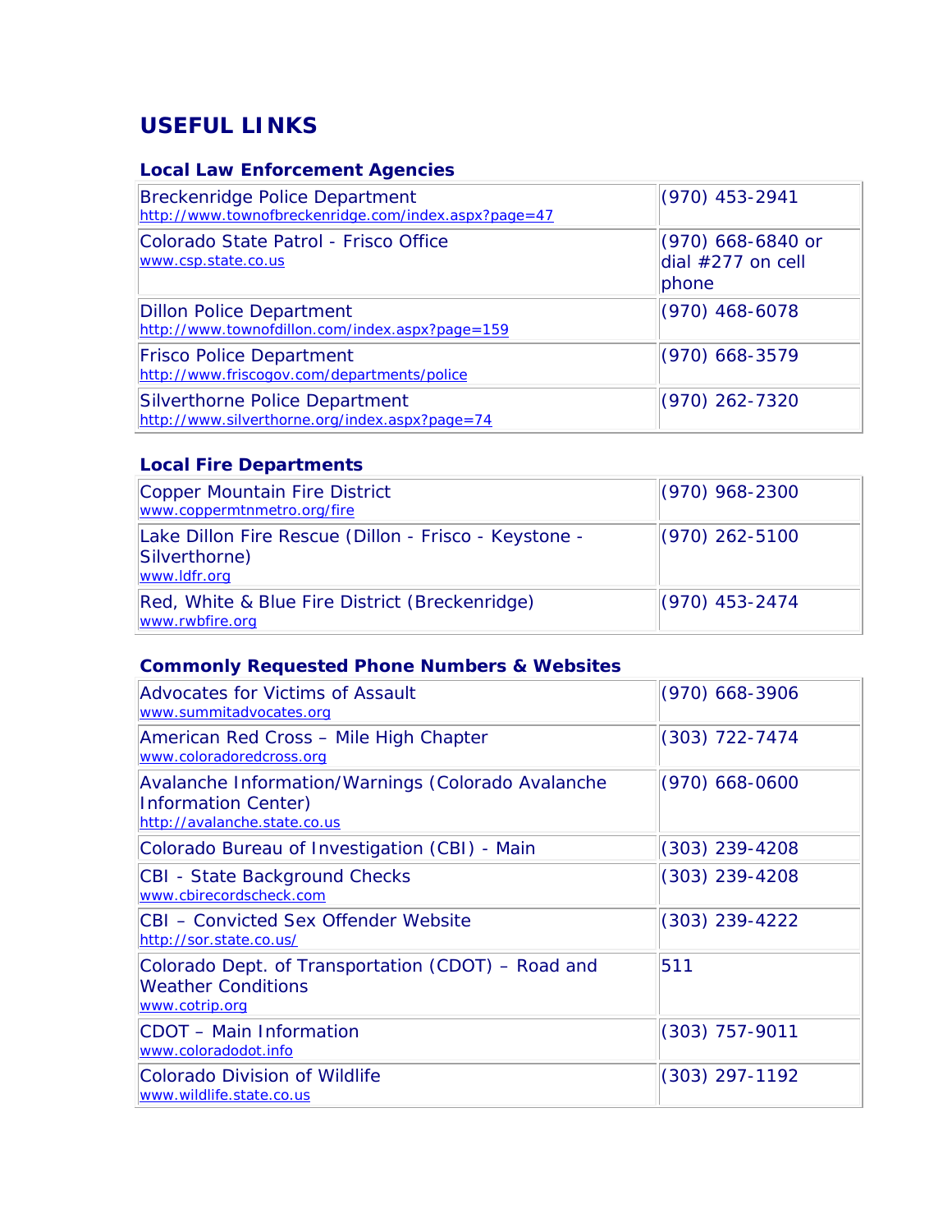# USEFUL LINKS

## Local Law Enforcement Agencies

| | |
|---|---|
| Breckenridge Police Department<br>http://www.townofbreckenridge.com/index.aspx?page=47 | (970) 453-2941 |
| Colorado State Patrol - Frisco Office<br>www.csp.state.co.us | (970) 668-6840 or dial #277 on cell phone |
| Dillon Police Department<br>http://www.townofdillon.com/index.aspx?page=159 | (970) 468-6078 |
| Frisco Police Department<br>http://www.friscogov.com/departments/police | (970) 668-3579 |
| Silverthorne Police Department<br>http://www.silverthorne.org/index.aspx?page=74 | (970) 262-7320 |

## Local Fire Departments

| | |
|---|---|
| Copper Mountain Fire District<br>www.coppermtnmetro.org/fire | (970) 968-2300 |
| Lake Dillon Fire Rescue (Dillon - Frisco - Keystone - Silverthorne)<br>www.ldfr.org | (970) 262-5100 |
| Red, White & Blue Fire District (Breckenridge)<br>www.rwbfire.org | (970) 453-2474 |

## Commonly Requested Phone Numbers & Websites

| | |
|---|---|
| Advocates for Victims of Assault<br>www.summitadvocates.org | (970) 668-3906 |
| American Red Cross – Mile High Chapter<br>www.coloradoredcross.org | (303) 722-7474 |
| Avalanche Information/Warnings (Colorado Avalanche Information Center)<br>http://avalanche.state.co.us | (970) 668-0600 |
| Colorado Bureau of Investigation (CBI) - Main | (303) 239-4208 |
| CBI - State Background Checks<br>www.cbirecordscheck.com | (303) 239-4208 |
| CBI – Convicted Sex Offender Website<br>http://sor.state.co.us/ | (303) 239-4222 |
| Colorado Dept. of Transportation (CDOT) – Road and Weather Conditions<br>www.cotrip.org | 511 |
| CDOT – Main Information<br>www.coloradodot.info | (303) 757-9011 |
| Colorado Division of Wildlife<br>www.wildlife.state.co.us | (303) 297-1192 |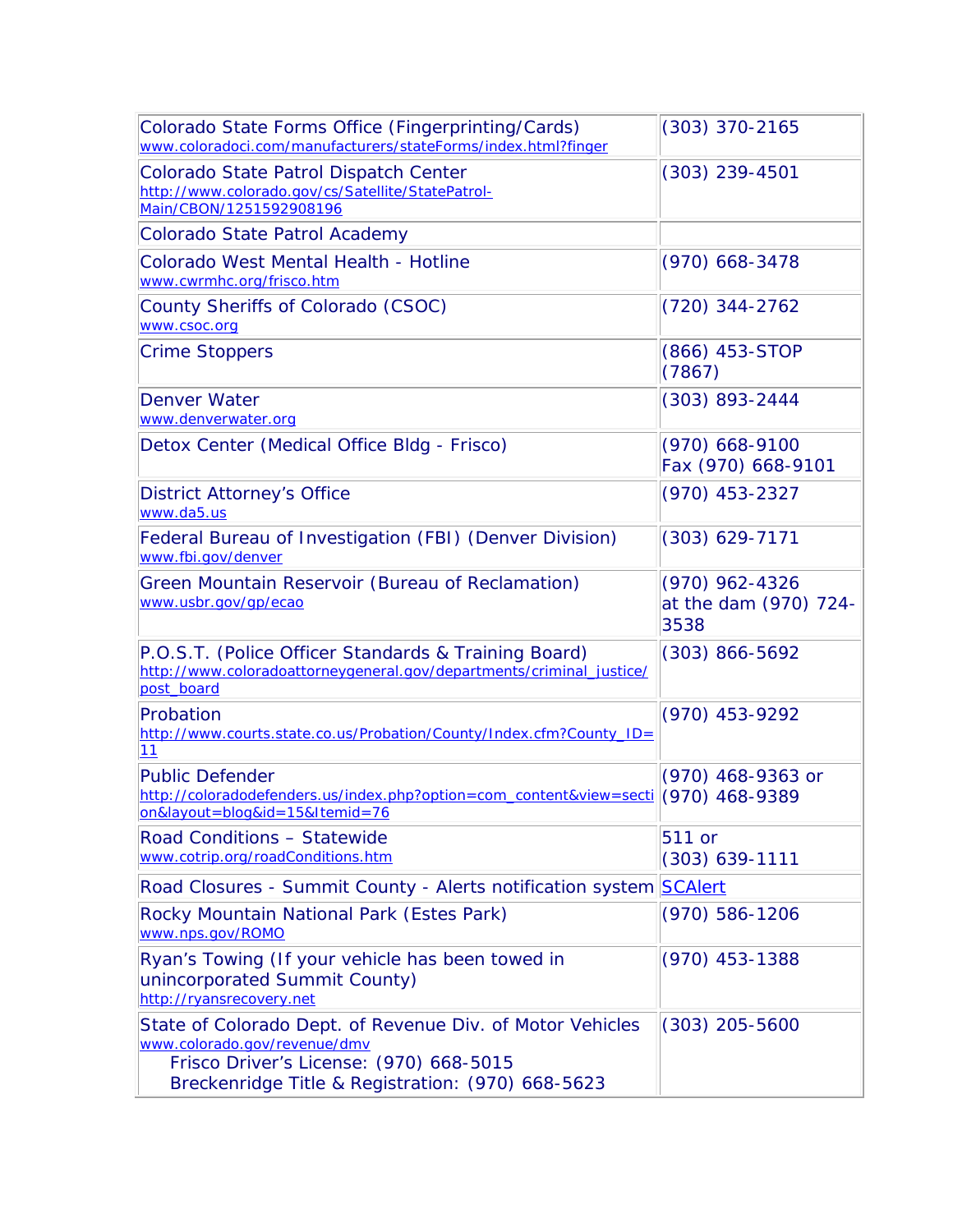| | |
|---|---|
| Colorado State Forms Office (Fingerprinting/Cards)<br>www.coloradoci.com/manufacturers/stateForms/index.html?finger | (303) 370-2165 |
| Colorado State Patrol Dispatch Center<br>http://www.colorado.gov/cs/Satellite/StatePatrol-Main/CBON/1251592908196 | (303) 239-4501 |
| Colorado State Patrol Academy | |
| Colorado West Mental Health - Hotline<br>www.cwrmhc.org/frisco.htm | (970) 668-3478 |
| County Sheriffs of Colorado (CSOC)<br>www.csoc.org | (720) 344-2762 |
| Crime Stoppers | (866) 453-STOP (7867) |
| Denver Water<br>www.denverwater.org | (303) 893-2444 |
| Detox Center (Medical Office Bldg - Frisco) | (970) 668-9100<br>Fax (970) 668-9101 |
| District Attorney's Office<br>www.da5.us | (970) 453-2327 |
| Federal Bureau of Investigation (FBI) (Denver Division)<br>www.fbi.gov/denver | (303) 629-7171 |
| Green Mountain Reservoir (Bureau of Reclamation)<br>www.usbr.gov/gp/ecao | (970) 962-4326<br>at the dam (970) 724-3538 |
| P.O.S.T. (Police Officer Standards & Training Board)<br>http://www.coloradoattorneygeneral.gov/departments/criminal_justice/post_board | (303) 866-5692 |
| Probation<br>http://www.courts.state.co.us/Probation/County/Index.cfm?County_ID=11 | (970) 453-9292 |
| Public Defender<br>http://coloradodefenders.us/index.php?option=com_content&view=section&layout=blog&id=15&Itemid=76 | (970) 468-9363 or<br>(970) 468-9389 |
| Road Conditions – Statewide<br>www.cotrip.org/roadConditions.htm | 511 or<br>(303) 639-1111 |
| Road Closures - Summit County - Alerts notification system | SCAlert |
| Rocky Mountain National Park (Estes Park)<br>www.nps.gov/ROMO | (970) 586-1206 |
| Ryan's Towing (If your vehicle has been towed in unincorporated Summit County)<br>http://ryansrecovery.net | (970) 453-1388 |
| State of Colorado Dept. of Revenue Div. of Motor Vehicles<br>www.colorado.gov/revenue/dmv<br>Frisco Driver's License: (970) 668-5015<br>Breckenridge Title & Registration: (970) 668-5623 | (303) 205-5600 |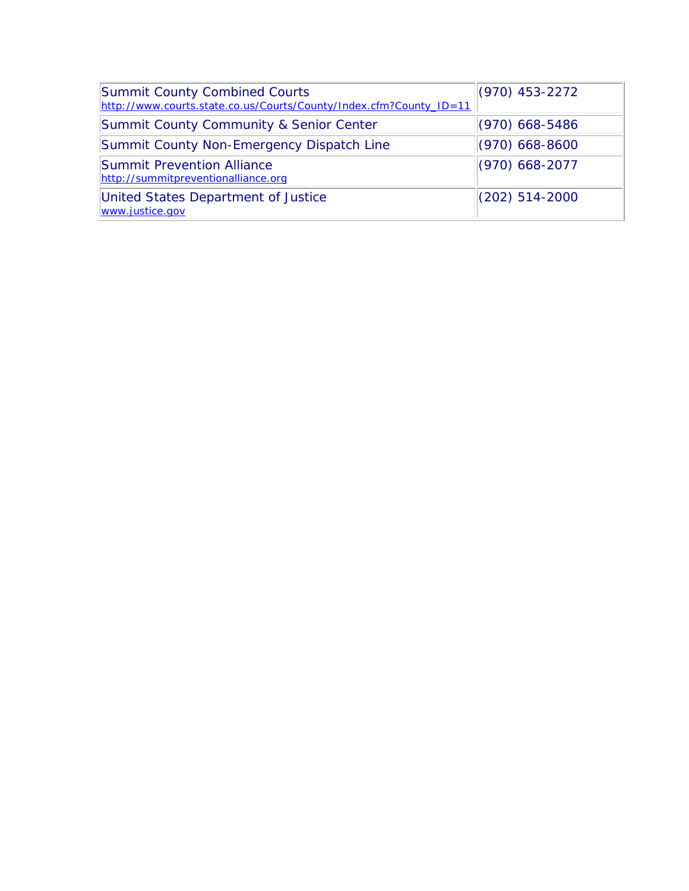| | |
|---|---|
| Summit County Combined Courts<br>http://www.courts.state.co.us/Courts/County/Index.cfm?County_ID=11 | (970) 453-2272 |
| Summit County Community & Senior Center | (970) 668-5486 |
| Summit County Non-Emergency Dispatch Line | (970) 668-8600 |
| Summit Prevention Alliance<br>http://summitpreventionalliance.org | (970) 668-2077 |
| United States Department of Justice<br>www.justice.gov | (202) 514-2000 |